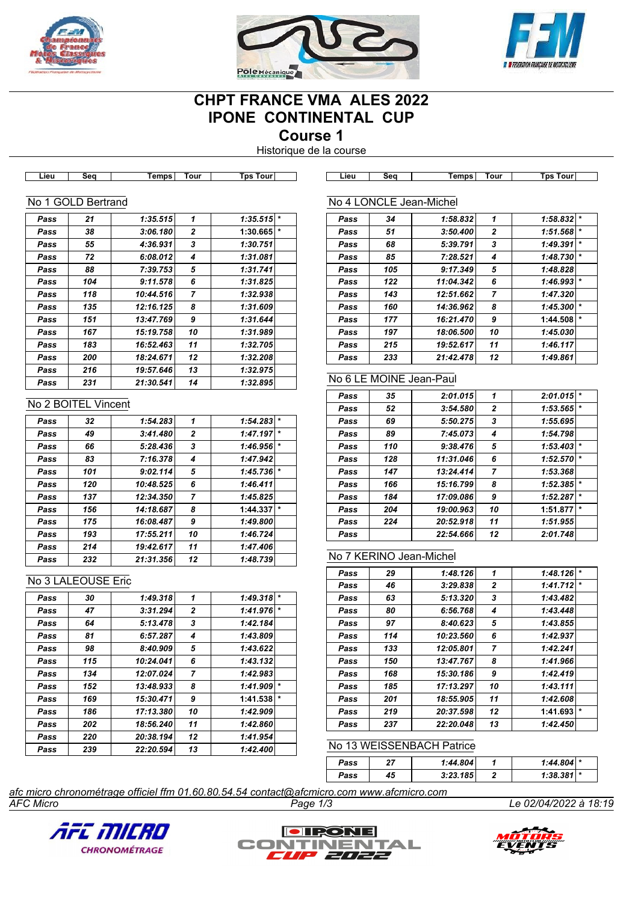# CHPT FRANCE VMA ALES 2022
# IPONE CONTINENTAL CUP
## Course 1
Historique de la course

### No 1 GOLD Bertrand

| Lieu | Seq | Temps | Tour | Tps Tour | |
|---|---|---|---|---|---|
| Pass | 21 | 1:35.515 | 1 | 1:35.515 | * |
| Pass | 38 | 3:06.180 | 2 | 1:30.665 | * |
| Pass | 55 | 4:36.931 | 3 | 1:30.751 | |
| Pass | 72 | 6:08.012 | 4 | 1:31.081 | |
| Pass | 88 | 7:39.753 | 5 | 1:31.741 | |
| Pass | 104 | 9:11.578 | 6 | 1:31.825 | |
| Pass | 118 | 10:44.516 | 7 | 1:32.938 | |
| Pass | 135 | 12:16.125 | 8 | 1:31.609 | |
| Pass | 151 | 13:47.769 | 9 | 1:31.644 | |
| Pass | 167 | 15:19.758 | 10 | 1:31.989 | |
| Pass | 183 | 16:52.463 | 11 | 1:32.705 | |
| Pass | 200 | 18:24.671 | 12 | 1:32.208 | |
| Pass | 216 | 19:57.646 | 13 | 1:32.975 | |
| Pass | 231 | 21:30.541 | 14 | 1:32.895 | |

### No 2 BOITEL Vincent

| Lieu | Seq | Temps | Tour | Tps Tour | |
|---|---|---|---|---|---|
| Pass | 32 | 1:54.283 | 1 | 1:54.283 | * |
| Pass | 49 | 3:41.480 | 2 | 1:47.197 | * |
| Pass | 66 | 5:28.436 | 3 | 1:46.956 | * |
| Pass | 83 | 7:16.378 | 4 | 1:47.942 | |
| Pass | 101 | 9:02.114 | 5 | 1:45.736 | * |
| Pass | 120 | 10:48.525 | 6 | 1:46.411 | |
| Pass | 137 | 12:34.350 | 7 | 1:45.825 | |
| Pass | 156 | 14:18.687 | 8 | 1:44.337 | * |
| Pass | 175 | 16:08.487 | 9 | 1:49.800 | |
| Pass | 193 | 17:55.211 | 10 | 1:46.724 | |
| Pass | 214 | 19:42.617 | 11 | 1:47.406 | |
| Pass | 232 | 21:31.356 | 12 | 1:48.739 | |

### No 3 LALEOUSE Eric

| Lieu | Seq | Temps | Tour | Tps Tour | |
|---|---|---|---|---|---|
| Pass | 30 | 1:49.318 | 1 | 1:49.318 | * |
| Pass | 47 | 3:31.294 | 2 | 1:41.976 | * |
| Pass | 64 | 5:13.478 | 3 | 1:42.184 | |
| Pass | 81 | 6:57.287 | 4 | 1:43.809 | |
| Pass | 98 | 8:40.909 | 5 | 1:43.622 | |
| Pass | 115 | 10:24.041 | 6 | 1:43.132 | |
| Pass | 134 | 12:07.024 | 7 | 1:42.983 | |
| Pass | 152 | 13:48.933 | 8 | 1:41.909 | * |
| Pass | 169 | 15:30.471 | 9 | 1:41.538 | * |
| Pass | 186 | 17:13.380 | 10 | 1:42.909 | |
| Pass | 202 | 18:56.240 | 11 | 1:42.860 | |
| Pass | 220 | 20:38.194 | 12 | 1:41.954 | |
| Pass | 239 | 22:20.594 | 13 | 1:42.400 | |

### No 4 LONCLE Jean-Michel

| Lieu | Seq | Temps | Tour | Tps Tour | |
|---|---|---|---|---|---|
| Pass | 34 | 1:58.832 | 1 | 1:58.832 | * |
| Pass | 51 | 3:50.400 | 2 | 1:51.568 | * |
| Pass | 68 | 5:39.791 | 3 | 1:49.391 | * |
| Pass | 85 | 7:28.521 | 4 | 1:48.730 | * |
| Pass | 105 | 9:17.349 | 5 | 1:48.828 | |
| Pass | 122 | 11:04.342 | 6 | 1:46.993 | * |
| Pass | 143 | 12:51.662 | 7 | 1:47.320 | |
| Pass | 160 | 14:36.962 | 8 | 1:45.300 | * |
| Pass | 177 | 16:21.470 | 9 | 1:44.508 | * |
| Pass | 197 | 18:06.500 | 10 | 1:45.030 | |
| Pass | 215 | 19:52.617 | 11 | 1:46.117 | |
| Pass | 233 | 21:42.478 | 12 | 1:49.861 | |

### No 6 LE MOINE Jean-Paul

| Lieu | Seq | Temps | Tour | Tps Tour | |
|---|---|---|---|---|---|
| Pass | 35 | 2:01.015 | 1 | 2:01.015 | * |
| Pass | 52 | 3:54.580 | 2 | 1:53.565 | * |
| Pass | 69 | 5:50.275 | 3 | 1:55.695 | |
| Pass | 89 | 7:45.073 | 4 | 1:54.798 | |
| Pass | 110 | 9:38.476 | 5 | 1:53.403 | * |
| Pass | 128 | 11:31.046 | 6 | 1:52.570 | * |
| Pass | 147 | 13:24.414 | 7 | 1:53.368 | |
| Pass | 166 | 15:16.799 | 8 | 1:52.385 | * |
| Pass | 184 | 17:09.086 | 9 | 1:52.287 | * |
| Pass | 204 | 19:00.963 | 10 | 1:51.877 | * |
| Pass | 224 | 20:52.918 | 11 | 1:51.955 | |
| Pass | | 22:54.666 | 12 | 2:01.748 | |

### No 7 KERINO Jean-Michel

| Lieu | Seq | Temps | Tour | Tps Tour | |
|---|---|---|---|---|---|
| Pass | 29 | 1:48.126 | 1 | 1:48.126 | * |
| Pass | 46 | 3:29.838 | 2 | 1:41.712 | * |
| Pass | 63 | 5:13.320 | 3 | 1:43.482 | |
| Pass | 80 | 6:56.768 | 4 | 1:43.448 | |
| Pass | 97 | 8:40.623 | 5 | 1:43.855 | |
| Pass | 114 | 10:23.560 | 6 | 1:42.937 | |
| Pass | 133 | 12:05.801 | 7 | 1:42.241 | |
| Pass | 150 | 13:47.767 | 8 | 1:41.966 | |
| Pass | 168 | 15:30.186 | 9 | 1:42.419 | |
| Pass | 185 | 17:13.297 | 10 | 1:43.111 | |
| Pass | 201 | 18:55.905 | 11 | 1:42.608 | |
| Pass | 219 | 20:37.598 | 12 | 1:41.693 | * |
| Pass | 237 | 22:20.048 | 13 | 1:42.450 | |

### No 13 WEISSENBACH Patrice

| Lieu | Seq | Temps | Tour | Tps Tour | |
|---|---|---|---|---|---|
| Pass | 27 | 1:44.804 | 1 | 1:44.804 | * |
| Pass | 45 | 3:23.185 | 2 | 1:38.381 | * |

*afc micro chronométrage officiel ffm 01.60.80.54.54 contact@afcmicro.com www.afcmicro.com*

AFC Micro — Le 02/04/2022 à 18:19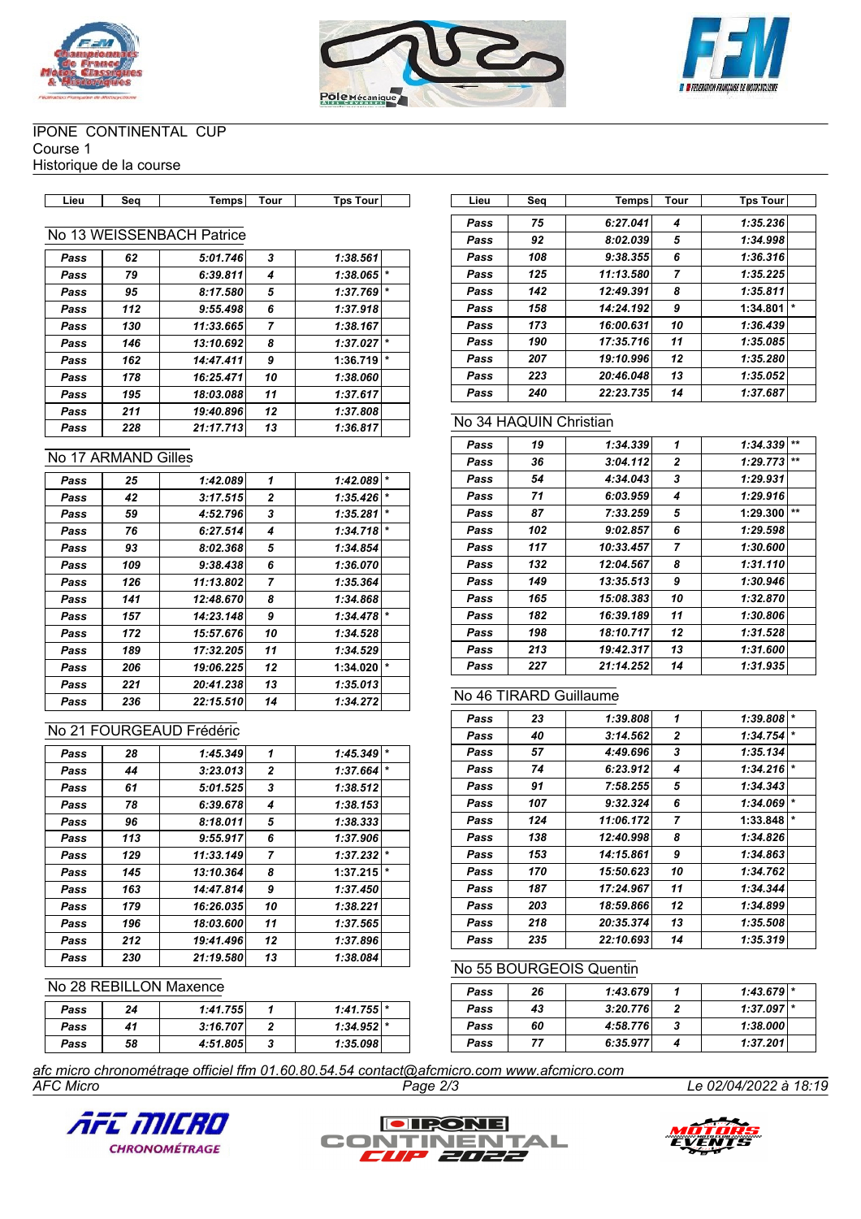IPONE CONTINENTAL CUP
Course 1
Historique de la course

## No 13 WEISSENBACH Patrice

| Lieu | Seq | Temps | Tour | Tps Tour | |
|---|---|---|---|---|---|
| Pass | 62 | 5:01.746 | 3 | 1:38.561 | |
| Pass | 79 | 6:39.811 | 4 | 1:38.065 | * |
| Pass | 95 | 8:17.580 | 5 | 1:37.769 | * |
| Pass | 112 | 9:55.498 | 6 | 1:37.918 | |
| Pass | 130 | 11:33.665 | 7 | 1:38.167 | |
| Pass | 146 | 13:10.692 | 8 | 1:37.027 | * |
| Pass | 162 | 14:47.411 | 9 | 1:36.719 | * |
| Pass | 178 | 16:25.471 | 10 | 1:38.060 | |
| Pass | 195 | 18:03.088 | 11 | 1:37.617 | |
| Pass | 211 | 19:40.896 | 12 | 1:37.808 | |
| Pass | 228 | 21:17.713 | 13 | 1:36.817 | |

## No 17 ARMAND Gilles

| Lieu | Seq | Temps | Tour | Tps Tour | |
|---|---|---|---|---|---|
| Pass | 25 | 1:42.089 | 1 | 1:42.089 | * |
| Pass | 42 | 3:17.515 | 2 | 1:35.426 | * |
| Pass | 59 | 4:52.796 | 3 | 1:35.281 | * |
| Pass | 76 | 6:27.514 | 4 | 1:34.718 | * |
| Pass | 93 | 8:02.368 | 5 | 1:34.854 | |
| Pass | 109 | 9:38.438 | 6 | 1:36.070 | |
| Pass | 126 | 11:13.802 | 7 | 1:35.364 | |
| Pass | 141 | 12:48.670 | 8 | 1:34.868 | |
| Pass | 157 | 14:23.148 | 9 | 1:34.478 | * |
| Pass | 172 | 15:57.676 | 10 | 1:34.528 | |
| Pass | 189 | 17:32.205 | 11 | 1:34.529 | |
| Pass | 206 | 19:06.225 | 12 | 1:34.020 | * |
| Pass | 221 | 20:41.238 | 13 | 1:35.013 | |
| Pass | 236 | 22:15.510 | 14 | 1:34.272 | |

## No 21 FOURGEAUD Frédéric

| Lieu | Seq | Temps | Tour | Tps Tour | |
|---|---|---|---|---|---|
| Pass | 28 | 1:45.349 | 1 | 1:45.349 | * |
| Pass | 44 | 3:23.013 | 2 | 1:37.664 | * |
| Pass | 61 | 5:01.525 | 3 | 1:38.512 | |
| Pass | 78 | 6:39.678 | 4 | 1:38.153 | |
| Pass | 96 | 8:18.011 | 5 | 1:38.333 | |
| Pass | 113 | 9:55.917 | 6 | 1:37.906 | |
| Pass | 129 | 11:33.149 | 7 | 1:37.232 | * |
| Pass | 145 | 13:10.364 | 8 | 1:37.215 | * |
| Pass | 163 | 14:47.814 | 9 | 1:37.450 | |
| Pass | 179 | 16:26.035 | 10 | 1:38.221 | |
| Pass | 196 | 18:03.600 | 11 | 1:37.565 | |
| Pass | 212 | 19:41.496 | 12 | 1:37.896 | |
| Pass | 230 | 21:19.580 | 13 | 1:38.084 | |

## No 28 REBILLON Maxence

| Lieu | Seq | Temps | Tour | Tps Tour | |
|---|---|---|---|---|---|
| Pass | 24 | 1:41.755 | 1 | 1:41.755 | * |
| Pass | 41 | 3:16.707 | 2 | 1:34.952 | * |
| Pass | 58 | 4:51.805 | 3 | 1:35.098 | |
| Pass | 75 | 6:27.041 | 4 | 1:35.236 | |
| Pass | 92 | 8:02.039 | 5 | 1:34.998 | |
| Pass | 108 | 9:38.355 | 6 | 1:36.316 | |
| Pass | 125 | 11:13.580 | 7 | 1:35.225 | |
| Pass | 142 | 12:49.391 | 8 | 1:35.811 | |
| Pass | 158 | 14:24.192 | 9 | 1:34.801 | * |
| Pass | 173 | 16:00.631 | 10 | 1:36.439 | |
| Pass | 190 | 17:35.716 | 11 | 1:35.085 | |
| Pass | 207 | 19:10.996 | 12 | 1:35.280 | |
| Pass | 223 | 20:46.048 | 13 | 1:35.052 | |
| Pass | 240 | 22:23.735 | 14 | 1:37.687 | |

## No 34 HAQUIN Christian

| Lieu | Seq | Temps | Tour | Tps Tour | |
|---|---|---|---|---|---|
| Pass | 19 | 1:34.339 | 1 | 1:34.339 | ** |
| Pass | 36 | 3:04.112 | 2 | 1:29.773 | ** |
| Pass | 54 | 4:34.043 | 3 | 1:29.931 | |
| Pass | 71 | 6:03.959 | 4 | 1:29.916 | |
| Pass | 87 | 7:33.259 | 5 | 1:29.300 | ** |
| Pass | 102 | 9:02.857 | 6 | 1:29.598 | |
| Pass | 117 | 10:33.457 | 7 | 1:30.600 | |
| Pass | 132 | 12:04.567 | 8 | 1:31.110 | |
| Pass | 149 | 13:35.513 | 9 | 1:30.946 | |
| Pass | 165 | 15:08.383 | 10 | 1:32.870 | |
| Pass | 182 | 16:39.189 | 11 | 1:30.806 | |
| Pass | 198 | 18:10.717 | 12 | 1:31.528 | |
| Pass | 213 | 19:42.317 | 13 | 1:31.600 | |
| Pass | 227 | 21:14.252 | 14 | 1:31.935 | |

## No 46 TIRARD Guillaume

| Lieu | Seq | Temps | Tour | Tps Tour | |
|---|---|---|---|---|---|
| Pass | 23 | 1:39.808 | 1 | 1:39.808 | * |
| Pass | 40 | 3:14.562 | 2 | 1:34.754 | * |
| Pass | 57 | 4:49.696 | 3 | 1:35.134 | |
| Pass | 74 | 6:23.912 | 4 | 1:34.216 | * |
| Pass | 91 | 7:58.255 | 5 | 1:34.343 | |
| Pass | 107 | 9:32.324 | 6 | 1:34.069 | * |
| Pass | 124 | 11:06.172 | 7 | 1:33.848 | * |
| Pass | 138 | 12:40.998 | 8 | 1:34.826 | |
| Pass | 153 | 14:15.861 | 9 | 1:34.863 | |
| Pass | 170 | 15:50.623 | 10 | 1:34.762 | |
| Pass | 187 | 17:24.967 | 11 | 1:34.344 | |
| Pass | 203 | 18:59.866 | 12 | 1:34.899 | |
| Pass | 218 | 20:35.374 | 13 | 1:35.508 | |
| Pass | 235 | 22:10.693 | 14 | 1:35.319 | |

## No 55 BOURGEOIS Quentin

| Lieu | Seq | Temps | Tour | Tps Tour | |
|---|---|---|---|---|---|
| Pass | 26 | 1:43.679 | 1 | 1:43.679 | * |
| Pass | 43 | 3:20.776 | 2 | 1:37.097 | * |
| Pass | 60 | 4:58.776 | 3 | 1:38.000 | |
| Pass | 77 | 6:35.977 | 4 | 1:37.201 | |

*afc micro chronométrage officiel ffm 01.60.80.54.54 contact@afcmicro.com www.afcmicro.com*

AFC Micro — Le 02/04/2022 à 18:19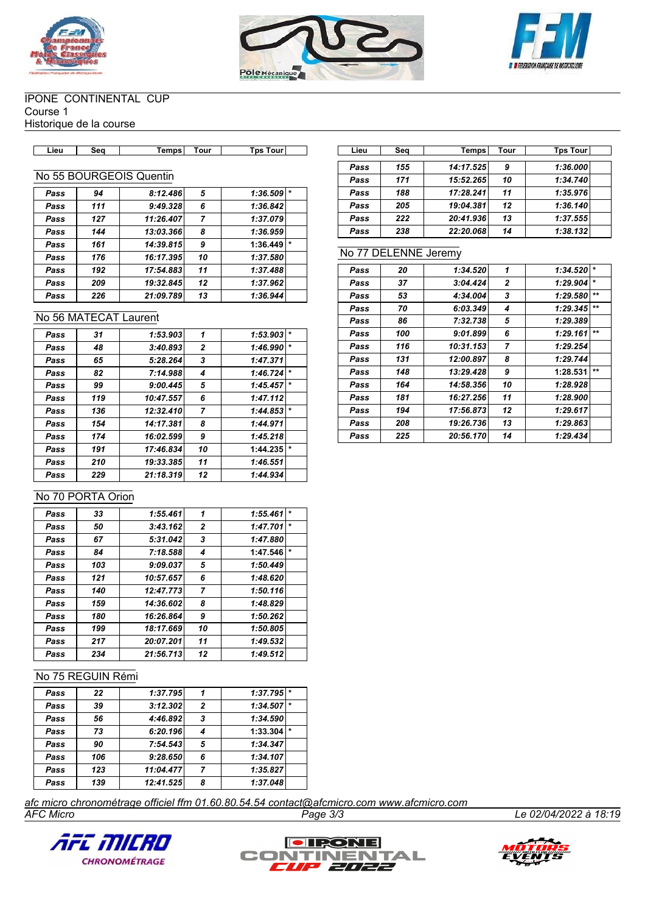IPONE CONTINENTAL CUP
Course 1
Historique de la course

### No 55 BOURGEOIS Quentin

| Lieu | Seq | Temps | Tour | Tps Tour | |
|---|---|---|---|---|---|
| Pass | 94 | 8:12.486 | 5 | 1:36.509 | * |
| Pass | 111 | 9:49.328 | 6 | 1:36.842 | |
| Pass | 127 | 11:26.407 | 7 | 1:37.079 | |
| Pass | 144 | 13:03.366 | 8 | 1:36.959 | |
| Pass | 161 | 14:39.815 | 9 | 1:36.449 | * |
| Pass | 176 | 16:17.395 | 10 | 1:37.580 | |
| Pass | 192 | 17:54.883 | 11 | 1:37.488 | |
| Pass | 209 | 19:32.845 | 12 | 1:37.962 | |
| Pass | 226 | 21:09.789 | 13 | 1:36.944 | |

### No 56 MATECAT Laurent

| Lieu | Seq | Temps | Tour | Tps Tour | |
|---|---|---|---|---|---|
| Pass | 31 | 1:53.903 | 1 | 1:53.903 | * |
| Pass | 48 | 3:40.893 | 2 | 1:46.990 | * |
| Pass | 65 | 5:28.264 | 3 | 1:47.371 | |
| Pass | 82 | 7:14.988 | 4 | 1:46.724 | * |
| Pass | 99 | 9:00.445 | 5 | 1:45.457 | * |
| Pass | 119 | 10:47.557 | 6 | 1:47.112 | |
| Pass | 136 | 12:32.410 | 7 | 1:44.853 | * |
| Pass | 154 | 14:17.381 | 8 | 1:44.971 | |
| Pass | 174 | 16:02.599 | 9 | 1:45.218 | |
| Pass | 191 | 17:46.834 | 10 | 1:44.235 | * |
| Pass | 210 | 19:33.385 | 11 | 1:46.551 | |
| Pass | 229 | 21:18.319 | 12 | 1:44.934 | |

### No 70 PORTA Orion

| Lieu | Seq | Temps | Tour | Tps Tour | |
|---|---|---|---|---|---|
| Pass | 33 | 1:55.461 | 1 | 1:55.461 | * |
| Pass | 50 | 3:43.162 | 2 | 1:47.701 | * |
| Pass | 67 | 5:31.042 | 3 | 1:47.880 | |
| Pass | 84 | 7:18.588 | 4 | 1:47.546 | * |
| Pass | 103 | 9:09.037 | 5 | 1:50.449 | |
| Pass | 121 | 10:57.657 | 6 | 1:48.620 | |
| Pass | 140 | 12:47.773 | 7 | 1:50.116 | |
| Pass | 159 | 14:36.602 | 8 | 1:48.829 | |
| Pass | 180 | 16:26.864 | 9 | 1:50.262 | |
| Pass | 199 | 18:17.669 | 10 | 1:50.805 | |
| Pass | 217 | 20:07.201 | 11 | 1:49.532 | |
| Pass | 234 | 21:56.713 | 12 | 1:49.512 | |

### No 75 REGUIN Rémi

| Lieu | Seq | Temps | Tour | Tps Tour | |
|---|---|---|---|---|---|
| Pass | 22 | 1:37.795 | 1 | 1:37.795 | * |
| Pass | 39 | 3:12.302 | 2 | 1:34.507 | * |
| Pass | 56 | 4:46.892 | 3 | 1:34.590 | |
| Pass | 73 | 6:20.196 | 4 | 1:33.304 | * |
| Pass | 90 | 7:54.543 | 5 | 1:34.347 | |
| Pass | 106 | 9:28.650 | 6 | 1:34.107 | |
| Pass | 123 | 11:04.477 | 7 | 1:35.827 | |
| Pass | 139 | 12:41.525 | 8 | 1:37.048 | |
| Pass | 155 | 14:17.525 | 9 | 1:36.000 | |
| Pass | 171 | 15:52.265 | 10 | 1:34.740 | |
| Pass | 188 | 17:28.241 | 11 | 1:35.976 | |
| Pass | 205 | 19:04.381 | 12 | 1:36.140 | |
| Pass | 222 | 20:41.936 | 13 | 1:37.555 | |
| Pass | 238 | 22:20.068 | 14 | 1:38.132 | |

### No 77 DELENNE Jeremy

| Lieu | Seq | Temps | Tour | Tps Tour | |
|---|---|---|---|---|---|
| Pass | 20 | 1:34.520 | 1 | 1:34.520 | * |
| Pass | 37 | 3:04.424 | 2 | 1:29.904 | * |
| Pass | 53 | 4:34.004 | 3 | 1:29.580 | ** |
| Pass | 70 | 6:03.349 | 4 | 1:29.345 | ** |
| Pass | 86 | 7:32.738 | 5 | 1:29.389 | |
| Pass | 100 | 9:01.899 | 6 | 1:29.161 | ** |
| Pass | 116 | 10:31.153 | 7 | 1:29.254 | |
| Pass | 131 | 12:00.897 | 8 | 1:29.744 | |
| Pass | 148 | 13:29.428 | 9 | 1:28.531 | ** |
| Pass | 164 | 14:58.356 | 10 | 1:28.928 | |
| Pass | 181 | 16:27.256 | 11 | 1:28.900 | |
| Pass | 194 | 17:56.873 | 12 | 1:29.617 | |
| Pass | 208 | 19:26.736 | 13 | 1:29.863 | |
| Pass | 225 | 20:56.170 | 14 | 1:29.434 | |

*afc micro chronométrage officiel ffm 01.60.80.54.54 contact@afcmicro.com www.afcmicro.com*

AFC Micro — Le 02/04/2022 à 18:19